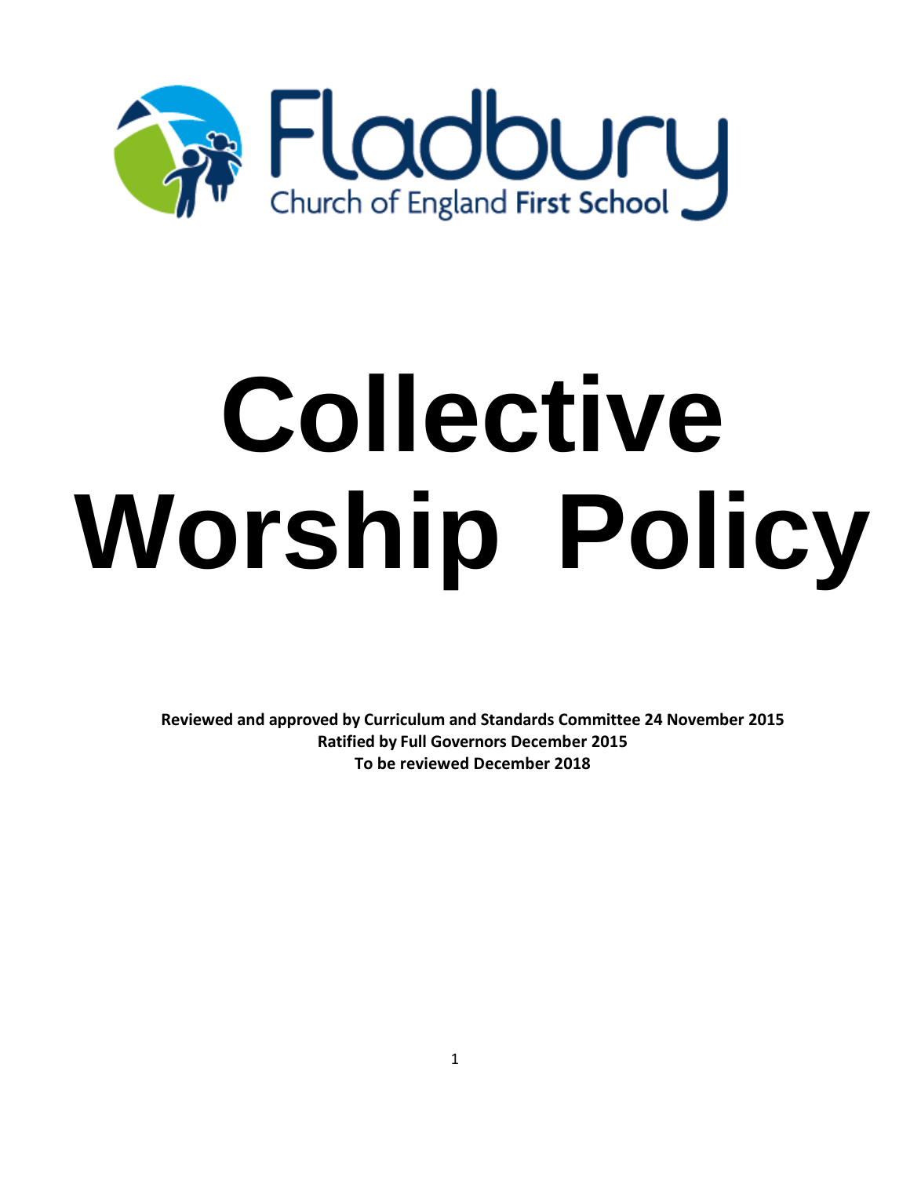Fladbury

Church of England First School

# Collective Worship Policy

**Reviewed and approved by Curriculum and Standards Committee 24 November 2015**
**Ratified by Full Governors December 2015**
**To be reviewed December 2018**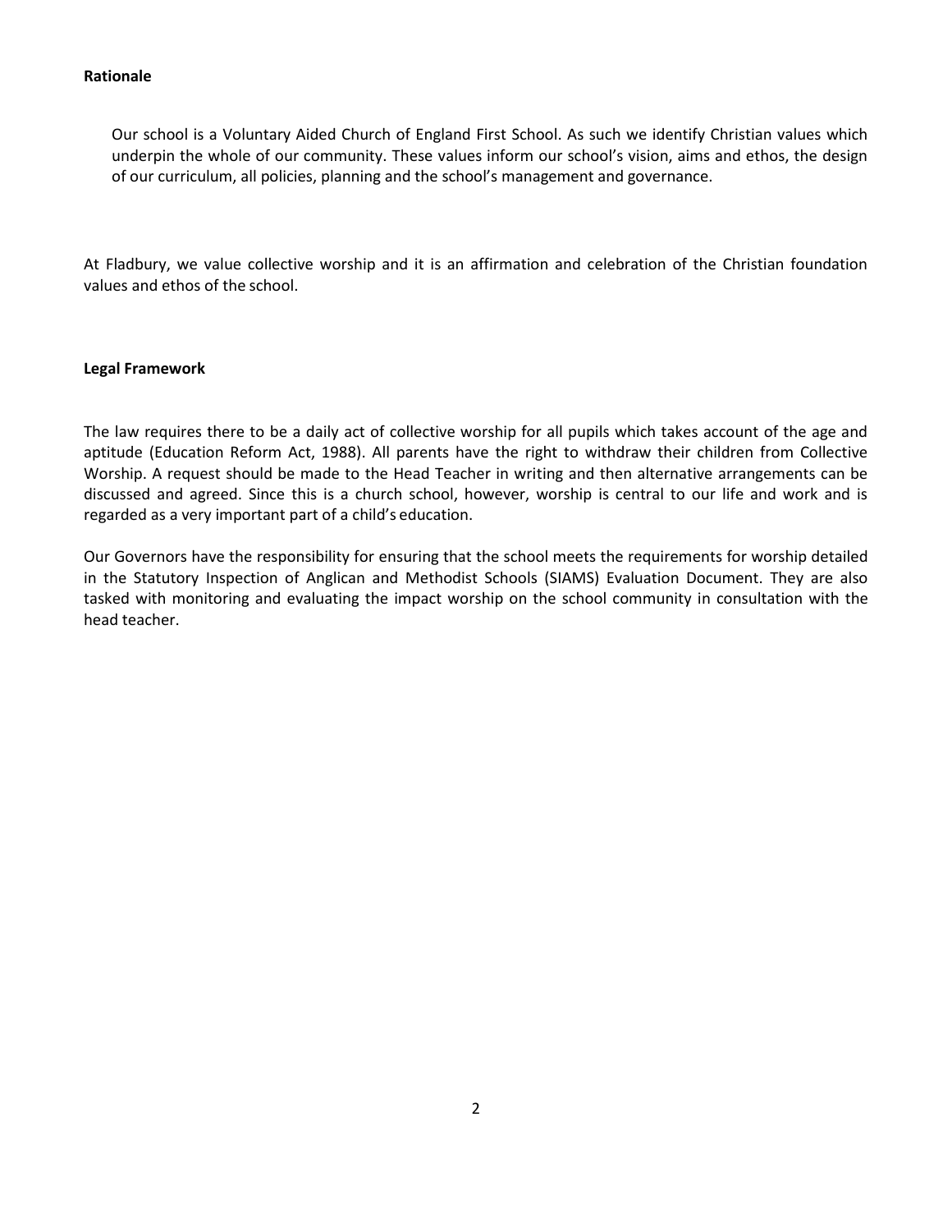**Rationale**

Our school is a Voluntary Aided Church of England First School. As such we identify Christian values which underpin the whole of our community. These values inform our school's vision, aims and ethos, the design of our curriculum, all policies, planning and the school's management and governance.

At Fladbury, we value collective worship and it is an affirmation and celebration of the Christian foundation values and ethos of the school.

**Legal Framework**

The law requires there to be a daily act of collective worship for all pupils which takes account of the age and aptitude (Education Reform Act, 1988). All parents have the right to withdraw their children from Collective Worship. A request should be made to the Head Teacher in writing and then alternative arrangements can be discussed and agreed. Since this is a church school, however, worship is central to our life and work and is regarded as a very important part of a child's education.

Our Governors have the responsibility for ensuring that the school meets the requirements for worship detailed in the Statutory Inspection of Anglican and Methodist Schools (SIAMS) Evaluation Document. They are also tasked with monitoring and evaluating the impact worship on the school community in consultation with the head teacher.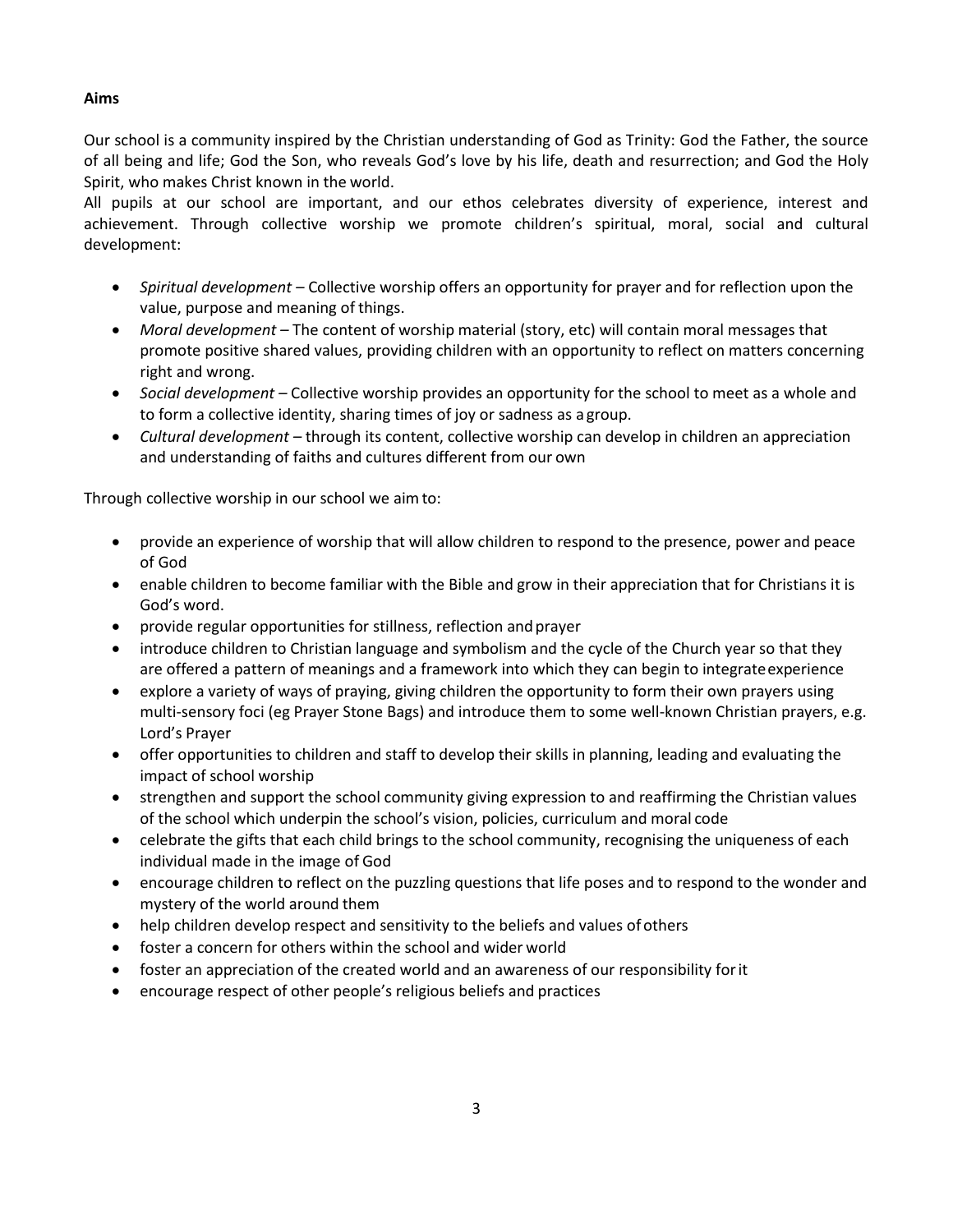**Aims**

Our school is a community inspired by the Christian understanding of God as Trinity: God the Father, the source of all being and life; God the Son, who reveals God's love by his life, death and resurrection; and God the Holy Spirit, who makes Christ known in the world.

All pupils at our school are important, and our ethos celebrates diversity of experience, interest and achievement. Through collective worship we promote children's spiritual, moral, social and cultural development:

- *Spiritual development* – Collective worship offers an opportunity for prayer and for reflection upon the value, purpose and meaning of things.
- *Moral development* – The content of worship material (story, etc) will contain moral messages that promote positive shared values, providing children with an opportunity to reflect on matters concerning right and wrong.
- *Social development* – Collective worship provides an opportunity for the school to meet as a whole and to form a collective identity, sharing times of joy or sadness as a group.
- *Cultural development* – through its content, collective worship can develop in children an appreciation and understanding of faiths and cultures different from our own

Through collective worship in our school we aim to:

- provide an experience of worship that will allow children to respond to the presence, power and peace of God
- enable children to become familiar with the Bible and grow in their appreciation that for Christians it is God's word.
- provide regular opportunities for stillness, reflection and prayer
- introduce children to Christian language and symbolism and the cycle of the Church year so that they are offered a pattern of meanings and a framework into which they can begin to integrate experience
- explore a variety of ways of praying, giving children the opportunity to form their own prayers using multi-sensory foci (eg Prayer Stone Bags) and introduce them to some well-known Christian prayers, e.g. Lord's Prayer
- offer opportunities to children and staff to develop their skills in planning, leading and evaluating the impact of school worship
- strengthen and support the school community giving expression to and reaffirming the Christian values of the school which underpin the school's vision, policies, curriculum and moral code
- celebrate the gifts that each child brings to the school community, recognising the uniqueness of each individual made in the image of God
- encourage children to reflect on the puzzling questions that life poses and to respond to the wonder and mystery of the world around them
- help children develop respect and sensitivity to the beliefs and values of others
- foster a concern for others within the school and wider world
- foster an appreciation of the created world and an awareness of our responsibility for it
- encourage respect of other people's religious beliefs and practices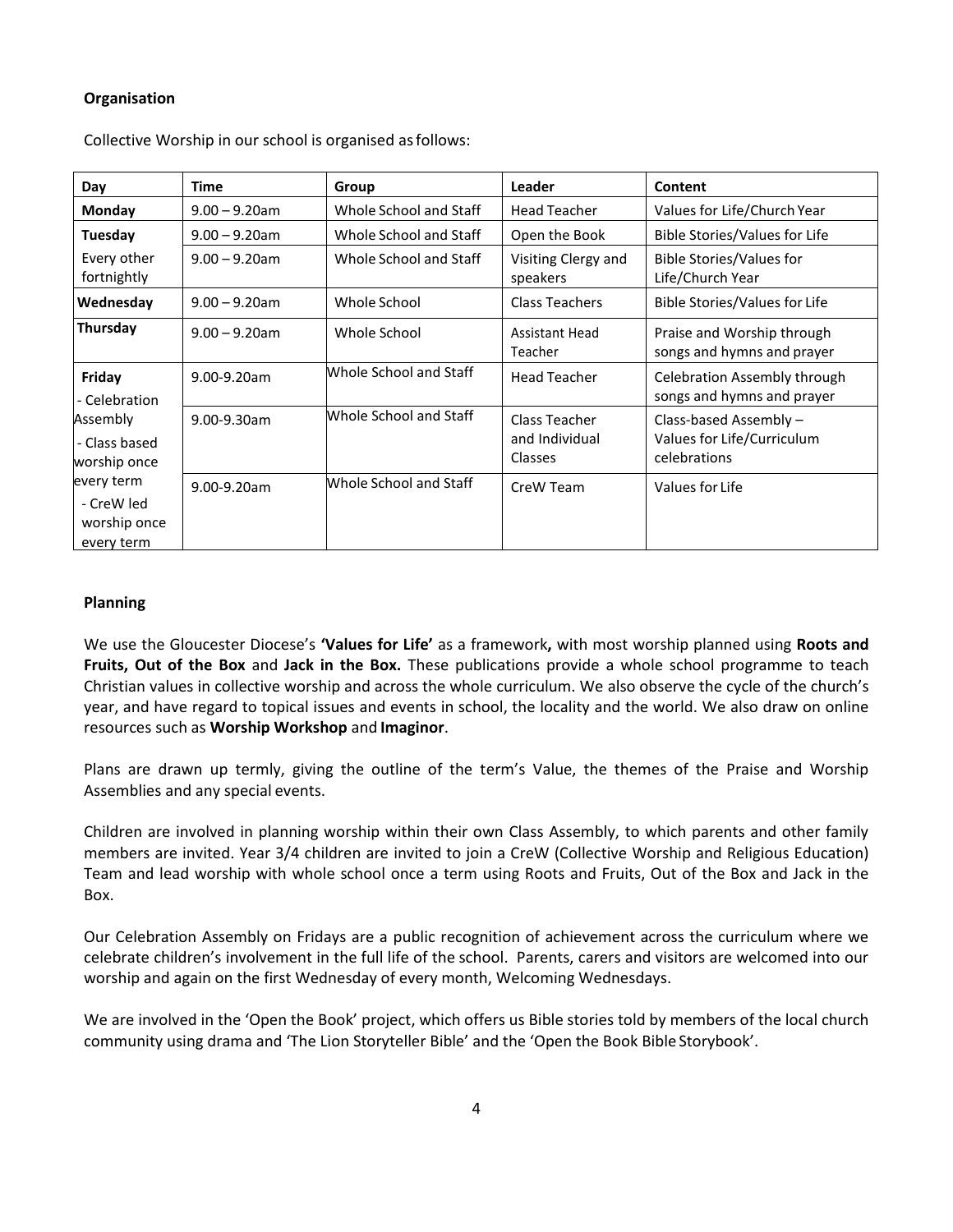**Organisation**

Collective Worship in our school is organised as follows:

| Day | Time | Group | Leader | Content |
|---|---|---|---|---|
| **Monday** | 9.00 – 9.20am | Whole School and Staff | Head Teacher | Values for Life/Church Year |
| **Tuesday** | 9.00 – 9.20am | Whole School and Staff | Open the Book | Bible Stories/Values for Life |
| Every other fortnightly | 9.00 – 9.20am | Whole School and Staff | Visiting Clergy and speakers | Bible Stories/Values for Life/Church Year |
| **Wednesday** | 9.00 – 9.20am | Whole School | Class Teachers | Bible Stories/Values for Life |
| **Thursday** | 9.00 – 9.20am | Whole School | Assistant Head Teacher | Praise and Worship through songs and hymns and prayer |
| **Friday** - Celebration Assembly | 9.00-9.20am | Whole School and Staff | Head Teacher | Celebration Assembly through songs and hymns and prayer |
| - Class based worship once every term | 9.00-9.30am | Whole School and Staff | Class Teacher and Individual Classes | Class-based Assembly – Values for Life/Curriculum celebrations |
| - CreW led worship once every term | 9.00-9.20am | Whole School and Staff | CreW Team | Values for Life |

**Planning**

We use the Gloucester Diocese's **'Values for Life'** as a framework**,** with most worship planned using **Roots and Fruits, Out of the Box** and **Jack in the Box.** These publications provide a whole school programme to teach Christian values in collective worship and across the whole curriculum. We also observe the cycle of the church's year, and have regard to topical issues and events in school, the locality and the world. We also draw on online resources such as **Worship Workshop** and **Imaginor**.

Plans are drawn up termly, giving the outline of the term's Value, the themes of the Praise and Worship Assemblies and any special events.

Children are involved in planning worship within their own Class Assembly, to which parents and other family members are invited. Year 3/4 children are invited to join a CreW (Collective Worship and Religious Education) Team and lead worship with whole school once a term using Roots and Fruits, Out of the Box and Jack in the Box.

Our Celebration Assembly on Fridays are a public recognition of achievement across the curriculum where we celebrate children's involvement in the full life of the school. Parents, carers and visitors are welcomed into our worship and again on the first Wednesday of every month, Welcoming Wednesdays.

We are involved in the 'Open the Book' project, which offers us Bible stories told by members of the local church community using drama and 'The Lion Storyteller Bible' and the 'Open the Book Bible Storybook'.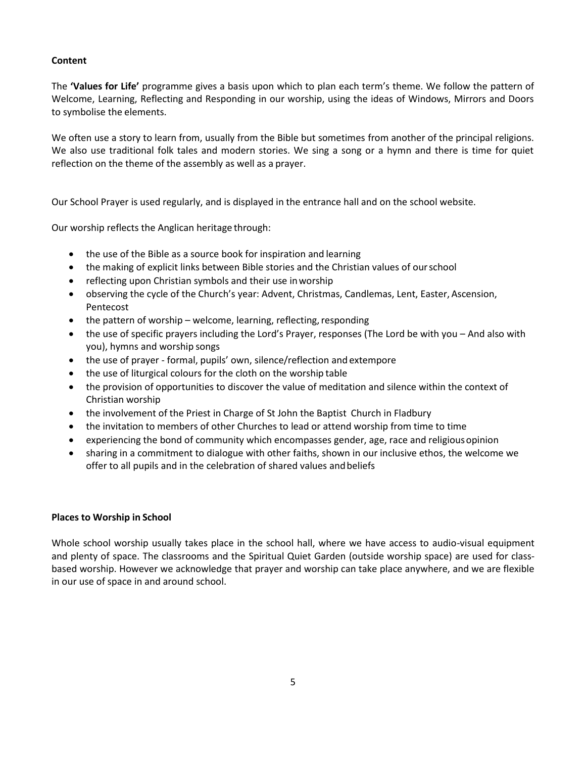**Content**

The **'Values for Life'** programme gives a basis upon which to plan each term's theme. We follow the pattern of Welcome, Learning, Reflecting and Responding in our worship, using the ideas of Windows, Mirrors and Doors to symbolise the elements.

We often use a story to learn from, usually from the Bible but sometimes from another of the principal religions. We also use traditional folk tales and modern stories. We sing a song or a hymn and there is time for quiet reflection on the theme of the assembly as well as a prayer.

Our School Prayer is used regularly, and is displayed in the entrance hall and on the school website.

Our worship reflects the Anglican heritage through:

- the use of the Bible as a source book for inspiration and learning
- the making of explicit links between Bible stories and the Christian values of our school
- reflecting upon Christian symbols and their use in worship
- observing the cycle of the Church's year: Advent, Christmas, Candlemas, Lent, Easter, Ascension, Pentecost
- the pattern of worship – welcome, learning, reflecting, responding
- the use of specific prayers including the Lord's Prayer, responses (The Lord be with you – And also with you), hymns and worship songs
- the use of prayer - formal, pupils' own, silence/reflection and extempore
- the use of liturgical colours for the cloth on the worship table
- the provision of opportunities to discover the value of meditation and silence within the context of Christian worship
- the involvement of the Priest in Charge of St John the Baptist Church in Fladbury
- the invitation to members of other Churches to lead or attend worship from time to time
- experiencing the bond of community which encompasses gender, age, race and religious opinion
- sharing in a commitment to dialogue with other faiths, shown in our inclusive ethos, the welcome we offer to all pupils and in the celebration of shared values and beliefs

**Places to Worship in School**

Whole school worship usually takes place in the school hall, where we have access to audio-visual equipment and plenty of space. The classrooms and the Spiritual Quiet Garden (outside worship space) are used for class-based worship. However we acknowledge that prayer and worship can take place anywhere, and we are flexible in our use of space in and around school.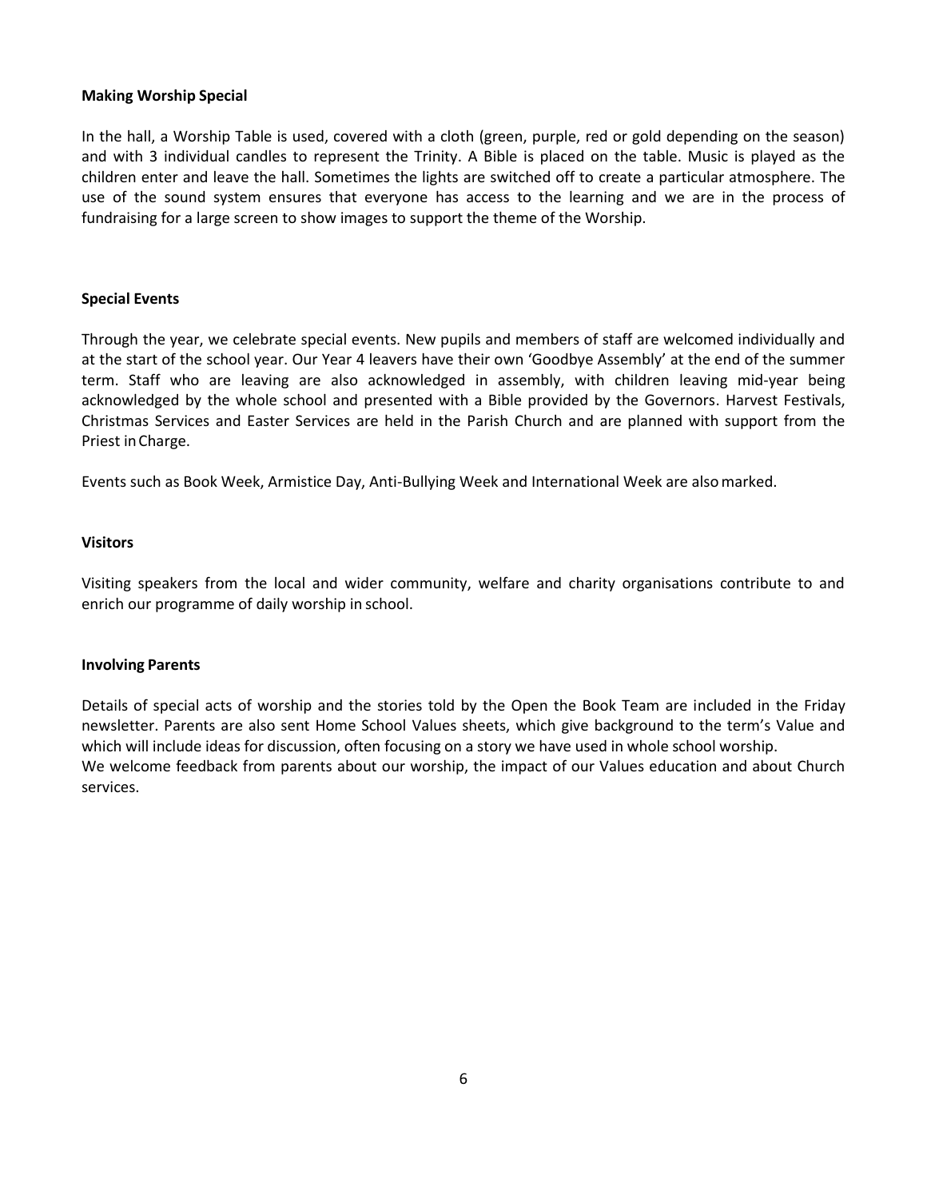### Making Worship Special

In the hall, a Worship Table is used, covered with a cloth (green, purple, red or gold depending on the season) and with 3 individual candles to represent the Trinity. A Bible is placed on the table. Music is played as the children enter and leave the hall. Sometimes the lights are switched off to create a particular atmosphere. The use of the sound system ensures that everyone has access to the learning and we are in the process of fundraising for a large screen to show images to support the theme of the Worship.

### Special Events

Through the year, we celebrate special events. New pupils and members of staff are welcomed individually and at the start of the school year. Our Year 4 leavers have their own 'Goodbye Assembly' at the end of the summer term. Staff who are leaving are also acknowledged in assembly, with children leaving mid-year being acknowledged by the whole school and presented with a Bible provided by the Governors. Harvest Festivals, Christmas Services and Easter Services are held in the Parish Church and are planned with support from the Priest in Charge.

Events such as Book Week, Armistice Day, Anti-Bullying Week and International Week are also marked.

### Visitors

Visiting speakers from the local and wider community, welfare and charity organisations contribute to and enrich our programme of daily worship in school.

### Involving Parents

Details of special acts of worship and the stories told by the Open the Book Team are included in the Friday newsletter. Parents are also sent Home School Values sheets, which give background to the term's Value and which will include ideas for discussion, often focusing on a story we have used in whole school worship.
We welcome feedback from parents about our worship, the impact of our Values education and about Church services.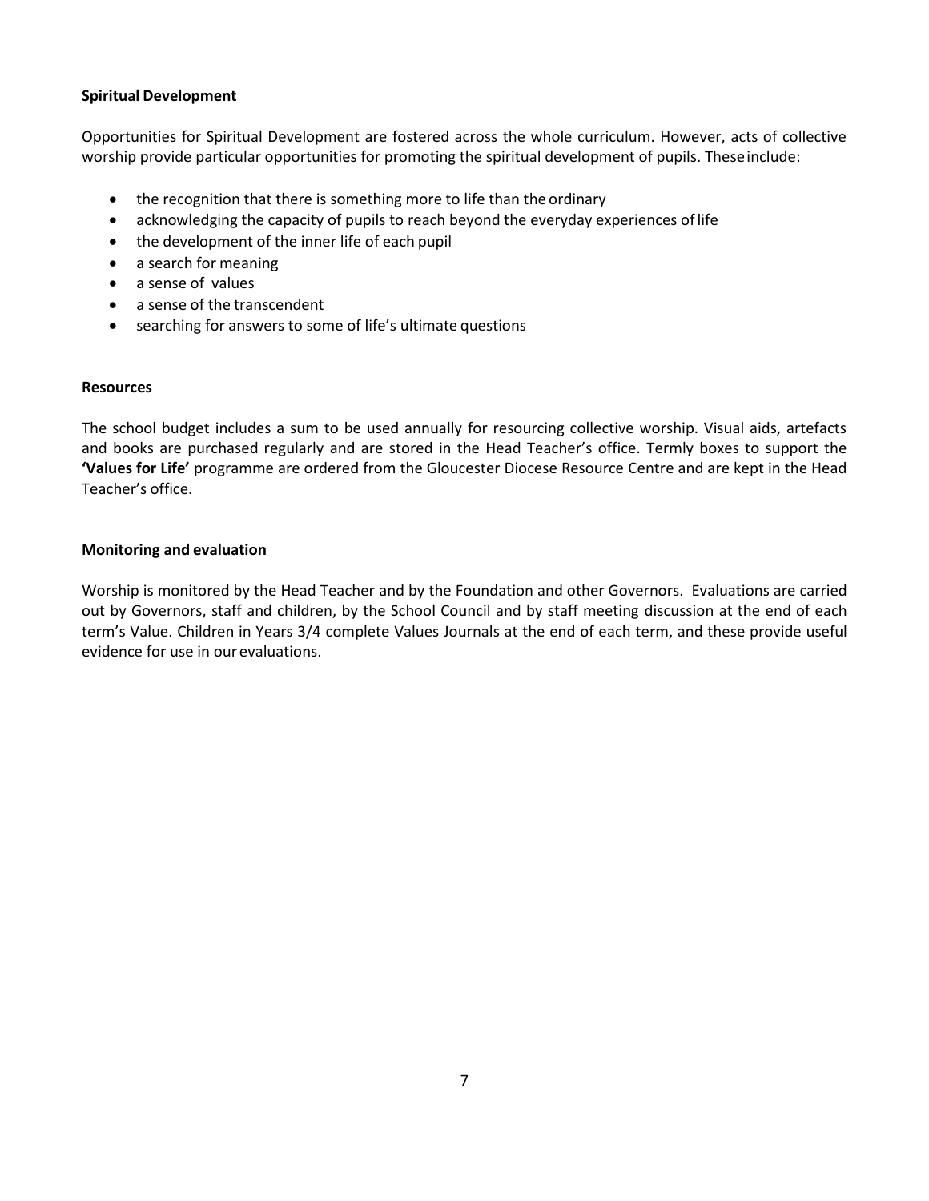**Spiritual Development**

Opportunities for Spiritual Development are fostered across the whole curriculum. However, acts of collective worship provide particular opportunities for promoting the spiritual development of pupils. These include:

- the recognition that there is something more to life than the ordinary
- acknowledging the capacity of pupils to reach beyond the everyday experiences of life
- the development of the inner life of each pupil
- a search for meaning
- a sense of values
- a sense of the transcendent
- searching for answers to some of life's ultimate questions

**Resources**

The school budget includes a sum to be used annually for resourcing collective worship. Visual aids, artefacts and books are purchased regularly and are stored in the Head Teacher's office. Termly boxes to support the **'Values for Life'** programme are ordered from the Gloucester Diocese Resource Centre and are kept in the Head Teacher's office.

**Monitoring and evaluation**

Worship is monitored by the Head Teacher and by the Foundation and other Governors. Evaluations are carried out by Governors, staff and children, by the School Council and by staff meeting discussion at the end of each term's Value. Children in Years 3/4 complete Values Journals at the end of each term, and these provide useful evidence for use in our evaluations.